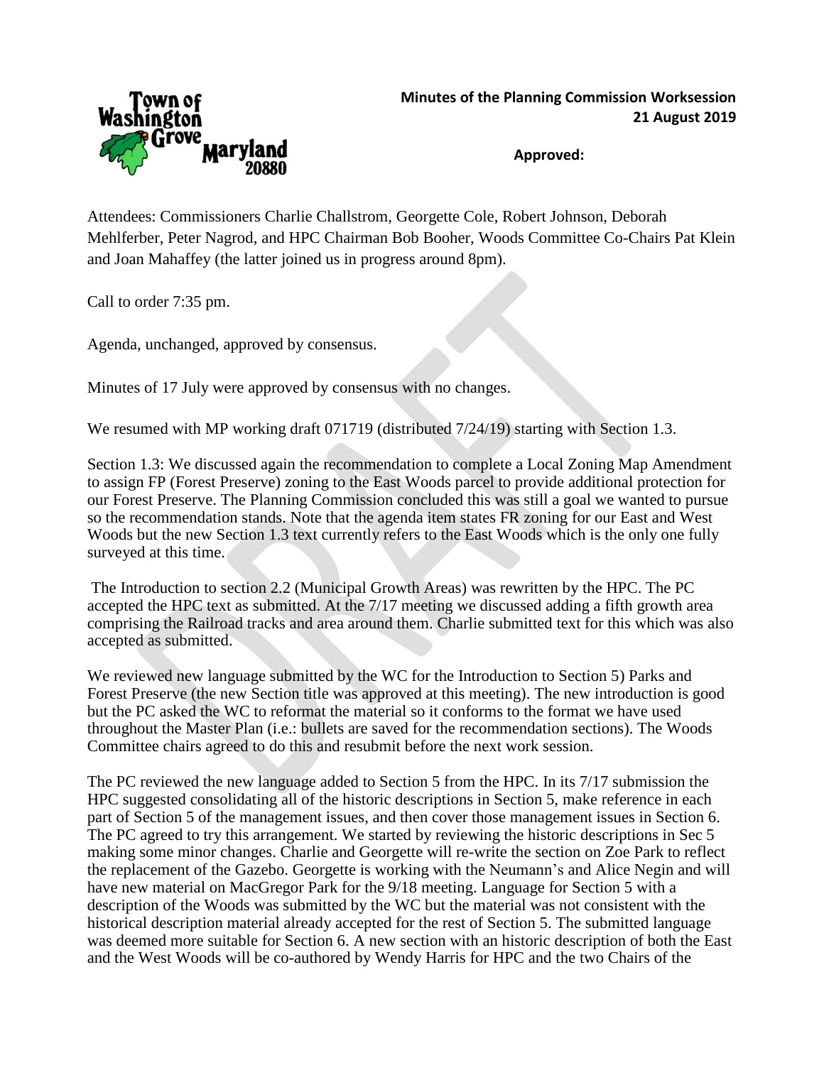**Minutes of the Planning Commission Worksession**
**21 August 2019**

**Approved:**

Attendees: Commissioners Charlie Challstrom, Georgette Cole, Robert Johnson, Deborah Mehlferber, Peter Nagrod, and HPC Chairman Bob Booher, Woods Committee Co-Chairs Pat Klein and Joan Mahaffey (the latter joined us in progress around 8pm).

Call to order 7:35 pm.

Agenda, unchanged, approved by consensus.

Minutes of 17 July were approved by consensus with no changes.

We resumed with MP working draft 071719 (distributed 7/24/19) starting with Section 1.3.

Section 1.3: We discussed again the recommendation to complete a Local Zoning Map Amendment to assign FP (Forest Preserve) zoning to the East Woods parcel to provide additional protection for our Forest Preserve. The Planning Commission concluded this was still a goal we wanted to pursue so the recommendation stands. Note that the agenda item states FR zoning for our East and West Woods but the new Section 1.3 text currently refers to the East Woods which is the only one fully surveyed at this time.

The Introduction to section 2.2 (Municipal Growth Areas) was rewritten by the HPC. The PC accepted the HPC text as submitted. At the 7/17 meeting we discussed adding a fifth growth area comprising the Railroad tracks and area around them. Charlie submitted text for this which was also accepted as submitted.

We reviewed new language submitted by the WC for the Introduction to Section 5) Parks and Forest Preserve (the new Section title was approved at this meeting). The new introduction is good but the PC asked the WC to reformat the material so it conforms to the format we have used throughout the Master Plan (i.e.: bullets are saved for the recommendation sections). The Woods Committee chairs agreed to do this and resubmit before the next work session.

The PC reviewed the new language added to Section 5 from the HPC. In its 7/17 submission the HPC suggested consolidating all of the historic descriptions in Section 5, make reference in each part of Section 5 of the management issues, and then cover those management issues in Section 6. The PC agreed to try this arrangement. We started by reviewing the historic descriptions in Sec 5 making some minor changes. Charlie and Georgette will re-write the section on Zoe Park to reflect the replacement of the Gazebo. Georgette is working with the Neumann's and Alice Negin and will have new material on MacGregor Park for the 9/18 meeting. Language for Section 5 with a description of the Woods was submitted by the WC but the material was not consistent with the historical description material already accepted for the rest of Section 5. The submitted language was deemed more suitable for Section 6. A new section with an historic description of both the East and the West Woods will be co-authored by Wendy Harris for HPC and the two Chairs of the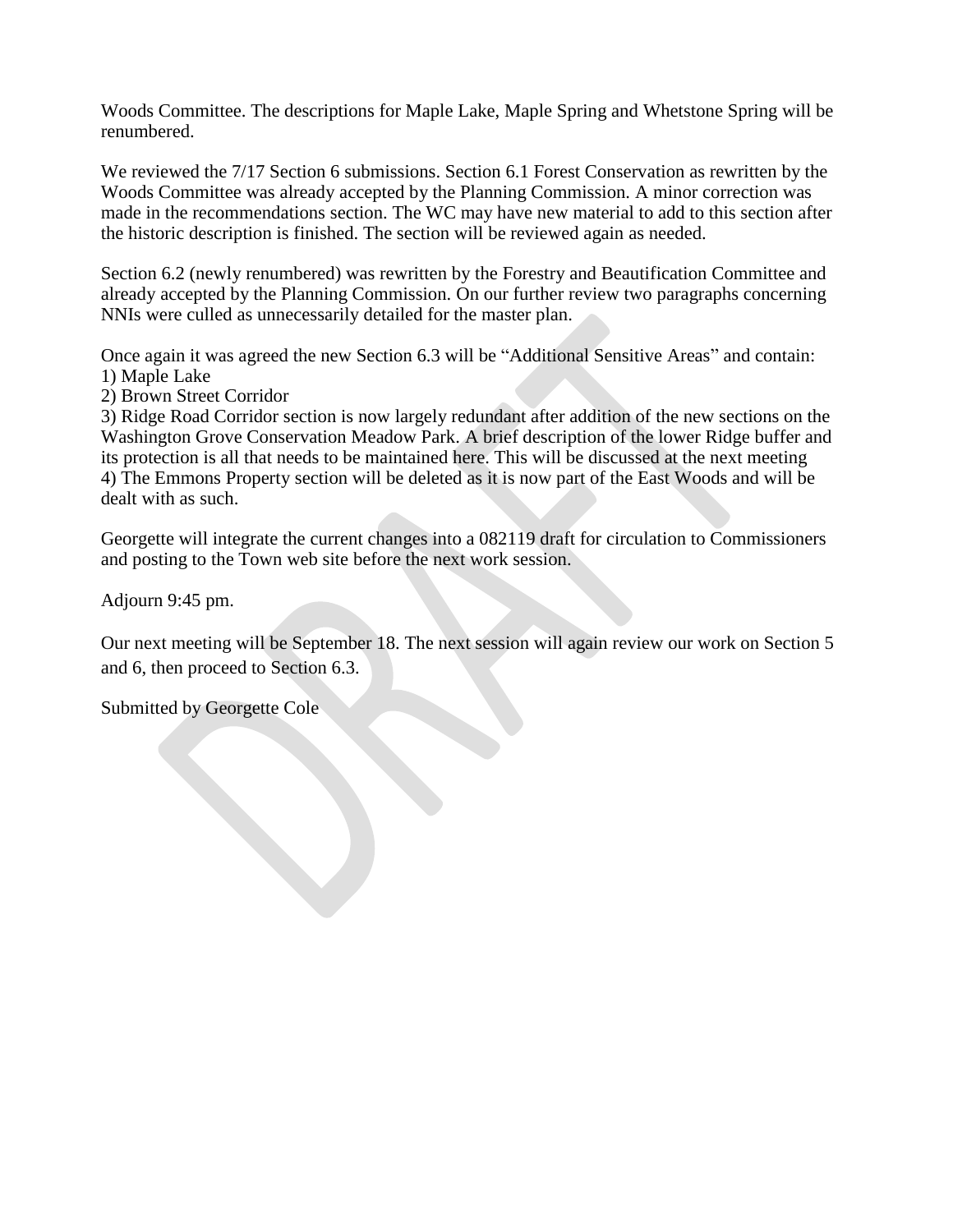Woods Committee. The descriptions for Maple Lake, Maple Spring and Whetstone Spring will be renumbered.

We reviewed the 7/17 Section 6 submissions. Section 6.1 Forest Conservation as rewritten by the Woods Committee was already accepted by the Planning Commission. A minor correction was made in the recommendations section. The WC may have new material to add to this section after the historic description is finished. The section will be reviewed again as needed.

Section 6.2 (newly renumbered) was rewritten by the Forestry and Beautification Committee and already accepted by the Planning Commission. On our further review two paragraphs concerning NNIs were culled as unnecessarily detailed for the master plan.

Once again it was agreed the new Section 6.3 will be "Additional Sensitive Areas" and contain:
1) Maple Lake
2) Brown Street Corridor
3) Ridge Road Corridor section is now largely redundant after addition of the new sections on the Washington Grove Conservation Meadow Park. A brief description of the lower Ridge buffer and its protection is all that needs to be maintained here. This will be discussed at the next meeting
4) The Emmons Property section will be deleted as it is now part of the East Woods and will be dealt with as such.

Georgette will integrate the current changes into a 082119 draft for circulation to Commissioners and posting to the Town web site before the next work session.

Adjourn 9:45 pm.

Our next meeting will be September 18. The next session will again review our work on Section 5 and 6, then proceed to Section 6.3.

Submitted by Georgette Cole